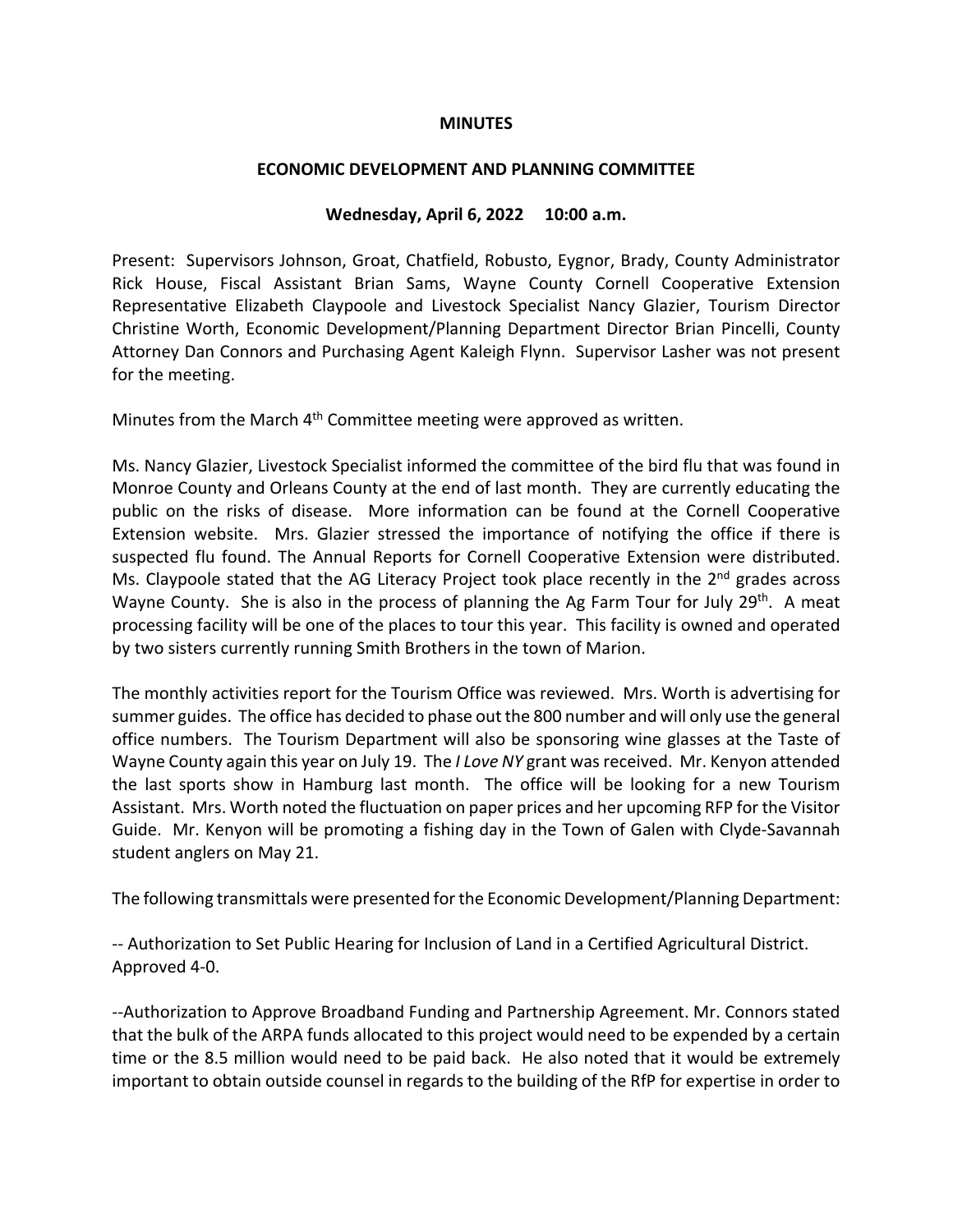**MINUTES**

**ECONOMIC DEVELOPMENT AND PLANNING COMMITTEE**

**Wednesday, April 6, 2022 10:00 a.m.**

Present: Supervisors Johnson, Groat, Chatfield, Robusto, Eygnor, Brady, County Administrator Rick House, Fiscal Assistant Brian Sams, Wayne County Cornell Cooperative Extension Representative Elizabeth Claypoole and Livestock Specialist Nancy Glazier, Tourism Director Christine Worth, Economic Development/Planning Department Director Brian Pincelli, County Attorney Dan Connors and Purchasing Agent Kaleigh Flynn. Supervisor Lasher was not present for the meeting.

Minutes from the March 4th Committee meeting were approved as written.

Ms. Nancy Glazier, Livestock Specialist informed the committee of the bird flu that was found in Monroe County and Orleans County at the end of last month. They are currently educating the public on the risks of disease. More information can be found at the Cornell Cooperative Extension website. Mrs. Glazier stressed the importance of notifying the office if there is suspected flu found. The Annual Reports for Cornell Cooperative Extension were distributed. Ms. Claypoole stated that the AG Literacy Project took place recently in the 2nd grades across Wayne County. She is also in the process of planning the Ag Farm Tour for July 29th. A meat processing facility will be one of the places to tour this year. This facility is owned and operated by two sisters currently running Smith Brothers in the town of Marion.

The monthly activities report for the Tourism Office was reviewed. Mrs. Worth is advertising for summer guides. The office has decided to phase out the 800 number and will only use the general office numbers. The Tourism Department will also be sponsoring wine glasses at the Taste of Wayne County again this year on July 19. The *I Love NY* grant was received. Mr. Kenyon attended the last sports show in Hamburg last month. The office will be looking for a new Tourism Assistant. Mrs. Worth noted the fluctuation on paper prices and her upcoming RFP for the Visitor Guide. Mr. Kenyon will be promoting a fishing day in the Town of Galen with Clyde-Savannah student anglers on May 21.

The following transmittals were presented for the Economic Development/Planning Department:

-- Authorization to Set Public Hearing for Inclusion of Land in a Certified Agricultural District. Approved 4-0.

--Authorization to Approve Broadband Funding and Partnership Agreement. Mr. Connors stated that the bulk of the ARPA funds allocated to this project would need to be expended by a certain time or the 8.5 million would need to be paid back. He also noted that it would be extremely important to obtain outside counsel in regards to the building of the RfP for expertise in order to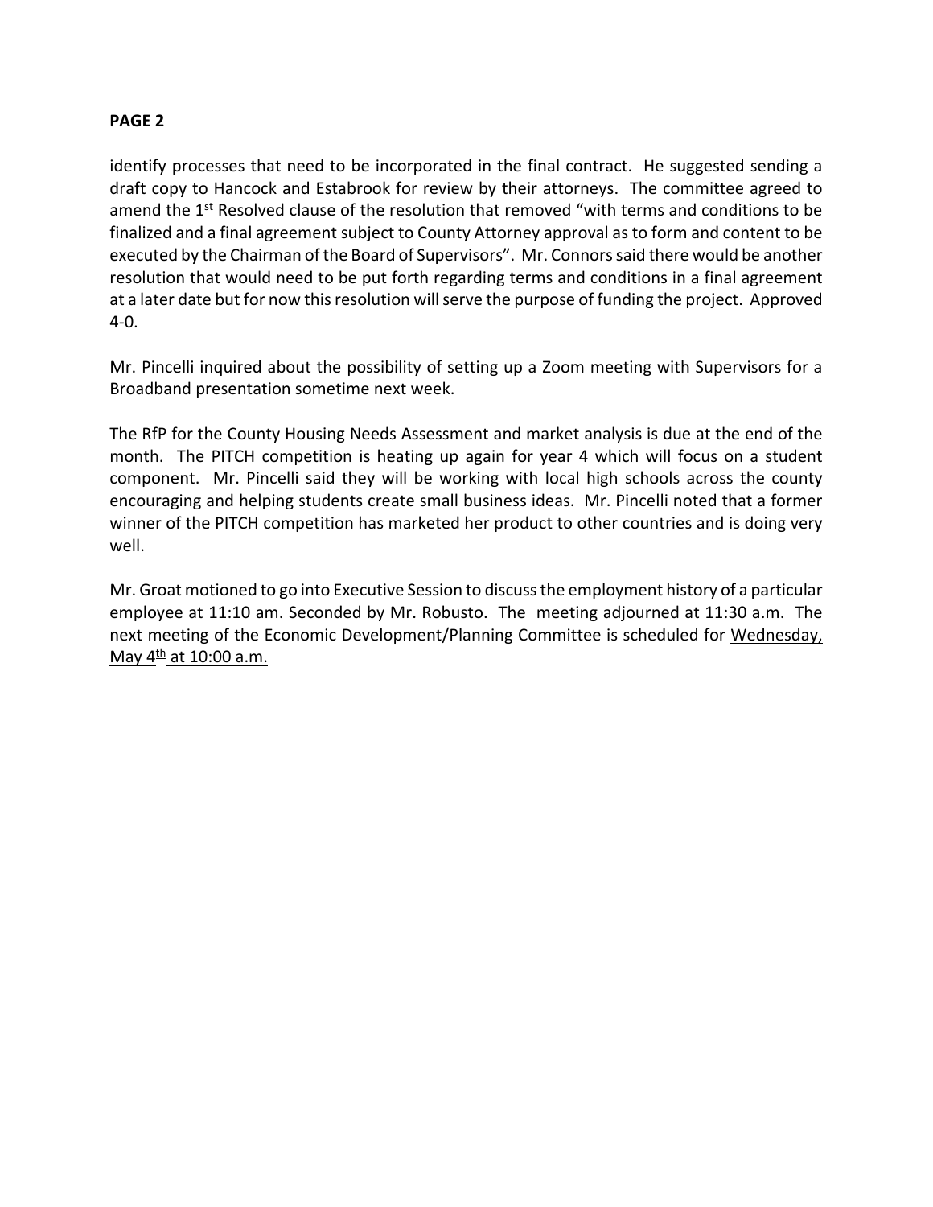**PAGE 2**

identify processes that need to be incorporated in the final contract. He suggested sending a draft copy to Hancock and Estabrook for review by their attorneys. The committee agreed to amend the 1st Resolved clause of the resolution that removed "with terms and conditions to be finalized and a final agreement subject to County Attorney approval as to form and content to be executed by the Chairman of the Board of Supervisors". Mr. Connors said there would be another resolution that would need to be put forth regarding terms and conditions in a final agreement at a later date but for now this resolution will serve the purpose of funding the project. Approved 4-0.

Mr. Pincelli inquired about the possibility of setting up a Zoom meeting with Supervisors for a Broadband presentation sometime next week.

The RfP for the County Housing Needs Assessment and market analysis is due at the end of the month. The PITCH competition is heating up again for year 4 which will focus on a student component. Mr. Pincelli said they will be working with local high schools across the county encouraging and helping students create small business ideas. Mr. Pincelli noted that a former winner of the PITCH competition has marketed her product to other countries and is doing very well.

Mr. Groat motioned to go into Executive Session to discuss the employment history of a particular employee at 11:10 am. Seconded by Mr. Robusto. The meeting adjourned at 11:30 a.m. The next meeting of the Economic Development/Planning Committee is scheduled for <u>Wednesday, May 4th at 10:00 a.m.</u>